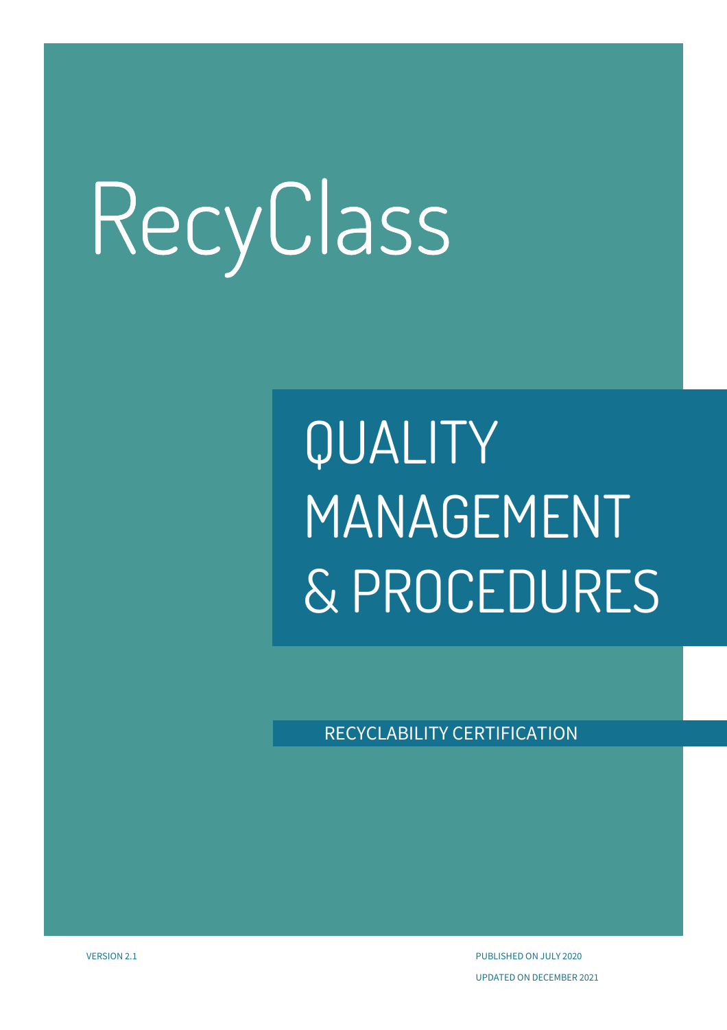# RecyClass

## QUALITY MANAGEMENT & PROCEDURES

RECYCLABILITY CERTIFICATION

VERSION 2.1

PUBLISHED ON JULY 2020

UPDATED ON DECEMBER 2021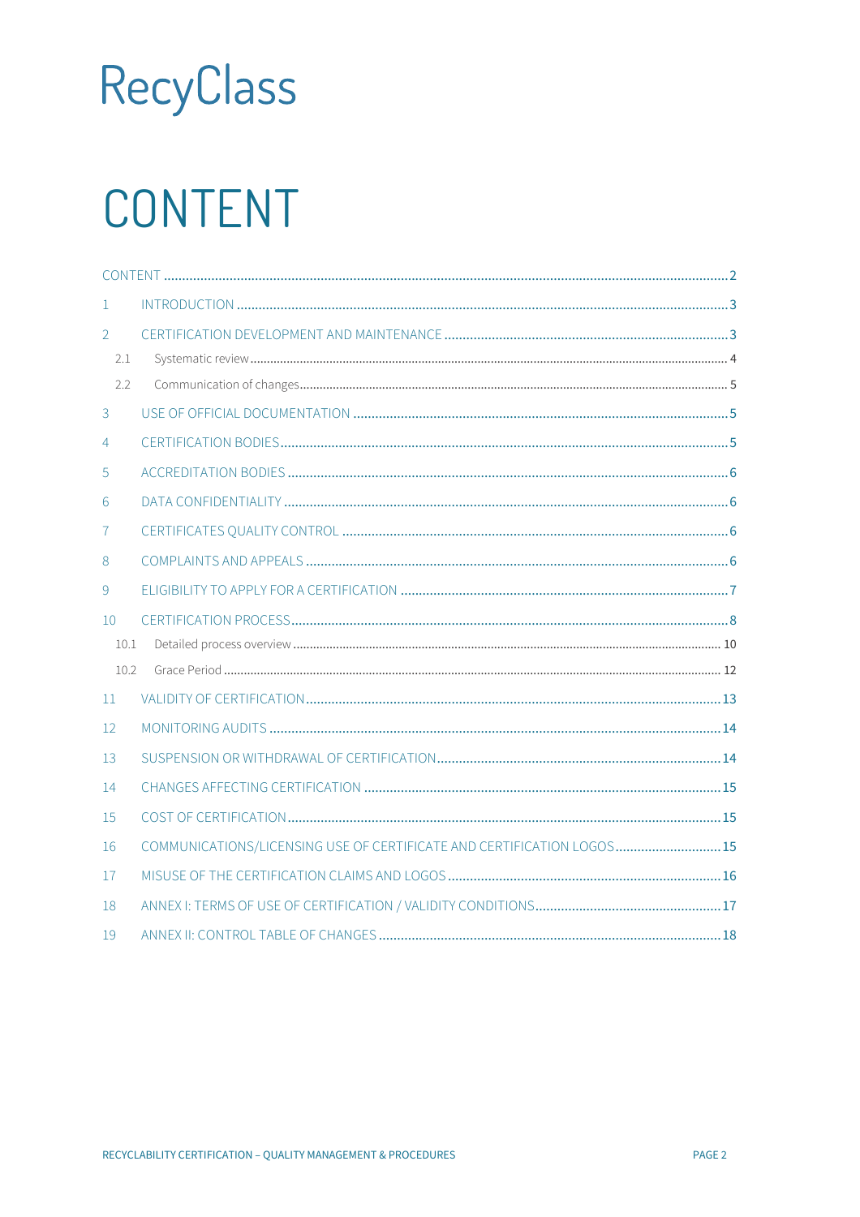RecyClass

# CONTENT

CONTENT ........ 2

1 INTRODUCTION ........ 3

2 CERTIFICATION DEVELOPMENT AND MAINTENANCE ........ 3

- 2.1 Systematic review ........ 4
- 2.2 Communication of changes ........ 5

3 USE OF OFFICIAL DOCUMENTATION ........ 5

4 CERTIFICATION BODIES ........ 5

5 ACCREDITATION BODIES ........ 6

6 DATA CONFIDENTIALITY ........ 6

7 CERTIFICATES QUALITY CONTROL ........ 6

8 COMPLAINTS AND APPEALS ........ 6

9 ELIGIBILITY TO APPLY FOR A CERTIFICATION ........ 7

10 CERTIFICATION PROCESS ........ 8

- 10.1 Detailed process overview ........ 10
- 10.2 Grace Period ........ 12

11 VALIDITY OF CERTIFICATION ........ 13

12 MONITORING AUDITS ........ 14

13 SUSPENSION OR WITHDRAWAL OF CERTIFICATION ........ 14

14 CHANGES AFFECTING CERTIFICATION ........ 15

15 COST OF CERTIFICATION ........ 15

16 COMMUNICATIONS/LICENSING USE OF CERTIFICATE AND CERTIFICATION LOGOS ........ 15

17 MISUSE OF THE CERTIFICATION CLAIMS AND LOGOS ........ 16

18 ANNEX I: TERMS OF USE OF CERTIFICATION / VALIDITY CONDITIONS ........ 17

19 ANNEX II: CONTROL TABLE OF CHANGES ........ 18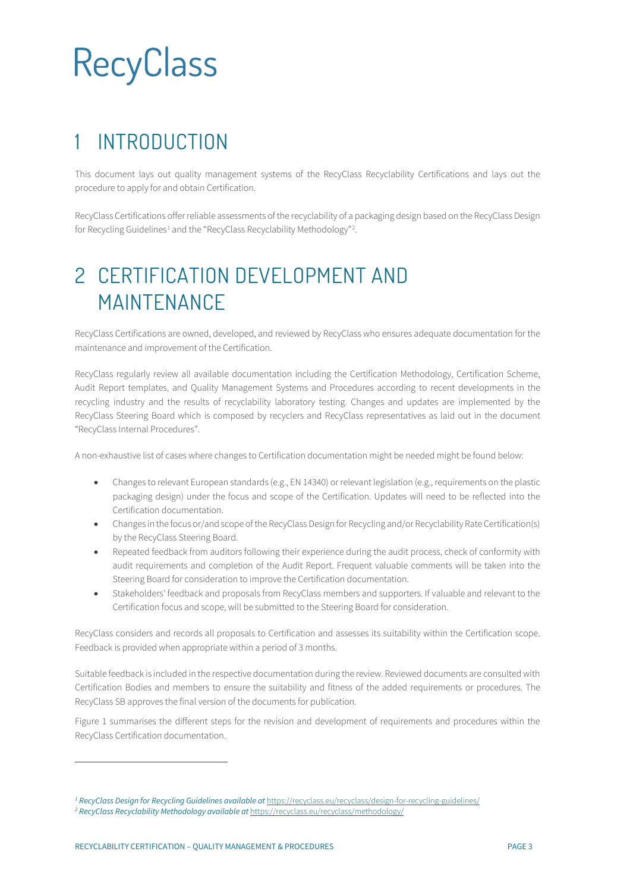# 1 INTRODUCTION

This document lays out quality management systems of the RecyClass Recyclability Certifications and lays out the procedure to apply for and obtain Certification.

RecyClass Certifications offer reliable assessments of the recyclability of a packaging design based on the RecyClass Design for Recycling Guidelines[1] and the "RecyClass Recyclability Methodology"[2].

# 2 CERTIFICATION DEVELOPMENT AND MAINTENANCE

RecyClass Certifications are owned, developed, and reviewed by RecyClass who ensures adequate documentation for the maintenance and improvement of the Certification.

RecyClass regularly review all available documentation including the Certification Methodology, Certification Scheme, Audit Report templates, and Quality Management Systems and Procedures according to recent developments in the recycling industry and the results of recyclability laboratory testing. Changes and updates are implemented by the RecyClass Steering Board which is composed by recyclers and RecyClass representatives as laid out in the document "RecyClass Internal Procedures".

A non-exhaustive list of cases where changes to Certification documentation might be needed might be found below:

- Changes to relevant European standards (e.g., EN 14340) or relevant legislation (e.g., requirements on the plastic packaging design) under the focus and scope of the Certification. Updates will need to be reflected into the Certification documentation.
- Changes in the focus or/and scope of the RecyClass Design for Recycling and/or Recyclability Rate Certification(s) by the RecyClass Steering Board.
- Repeated feedback from auditors following their experience during the audit process, check of conformity with audit requirements and completion of the Audit Report. Frequent valuable comments will be taken into the Steering Board for consideration to improve the Certification documentation.
- Stakeholders' feedback and proposals from RecyClass members and supporters. If valuable and relevant to the Certification focus and scope, will be submitted to the Steering Board for consideration.

RecyClass considers and records all proposals to Certification and assesses its suitability within the Certification scope. Feedback is provided when appropriate within a period of 3 months.

Suitable feedback is included in the respective documentation during the review. Reviewed documents are consulted with Certification Bodies and members to ensure the suitability and fitness of the added requirements or procedures. The RecyClass SB approves the final version of the documents for publication.

Figure 1 summarises the different steps for the revision and development of requirements and procedures within the RecyClass Certification documentation.

---

[1] *RecyClass Design for Recycling Guidelines available at* https://recyclass.eu/recyclass/design-for-recycling-guidelines/

[2] *RecyClass Recyclability Methodology available at* https://recyclass.eu/recyclass/methodology/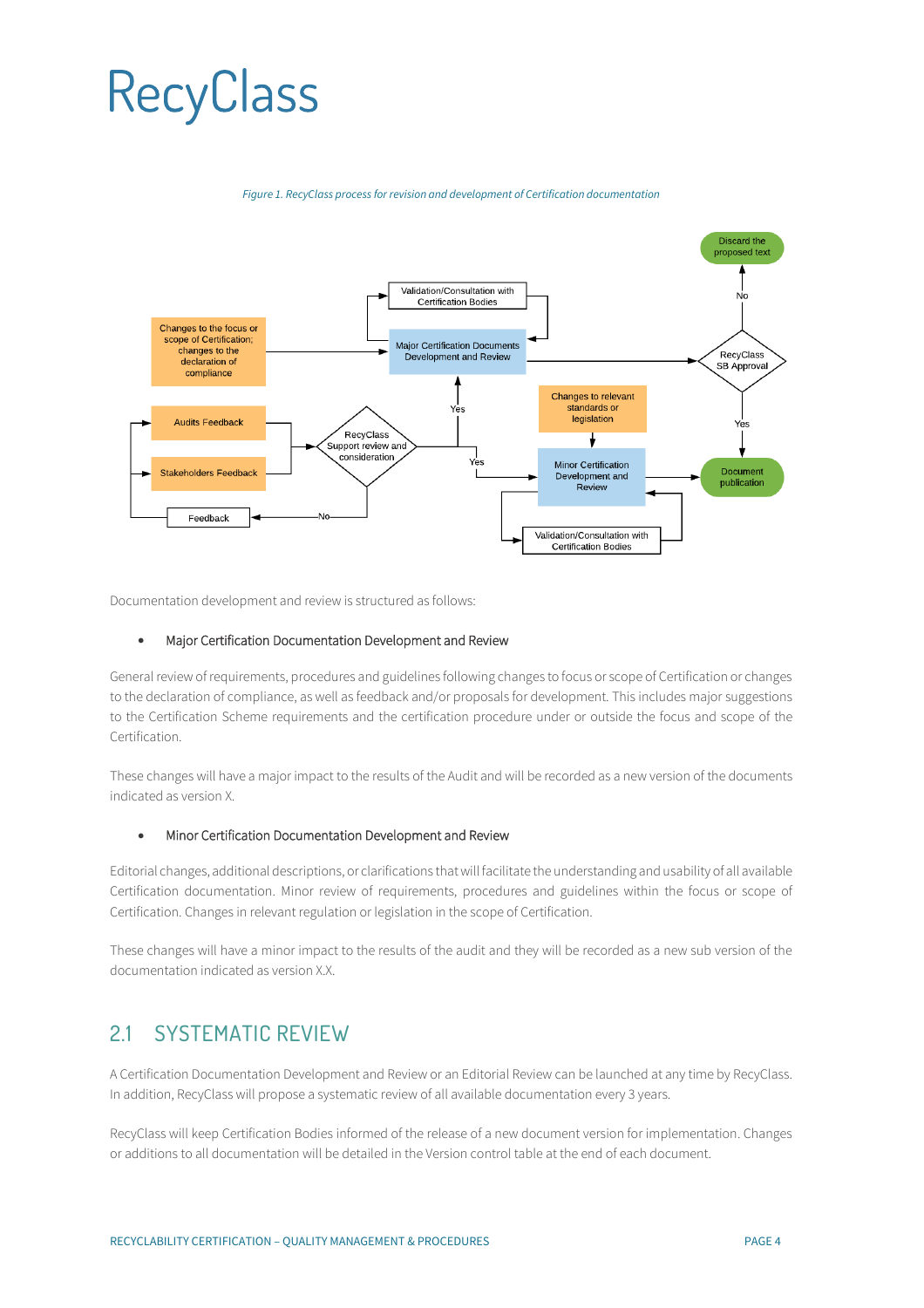*Figure 1. RecyClass process for revision and development of Certification documentation*

Documentation development and review is structured as follows:

- Major Certification Documentation Development and Review

General review of requirements, procedures and guidelines following changes to focus or scope of Certification or changes to the declaration of compliance, as well as feedback and/or proposals for development. This includes major suggestions to the Certification Scheme requirements and the certification procedure under or outside the focus and scope of the Certification.

These changes will have a major impact to the results of the Audit and will be recorded as a new version of the documents indicated as version X.

- Minor Certification Documentation Development and Review

Editorial changes, additional descriptions, or clarifications that will facilitate the understanding and usability of all available Certification documentation. Minor review of requirements, procedures and guidelines within the focus or scope of Certification. Changes in relevant regulation or legislation in the scope of Certification.

These changes will have a minor impact to the results of the audit and they will be recorded as a new sub version of the documentation indicated as version X.X.

## 2.1 SYSTEMATIC REVIEW

A Certification Documentation Development and Review or an Editorial Review can be launched at any time by RecyClass. In addition, RecyClass will propose a systematic review of all available documentation every 3 years.

RecyClass will keep Certification Bodies informed of the release of a new document version for implementation. Changes or additions to all documentation will be detailed in the Version control table at the end of each document.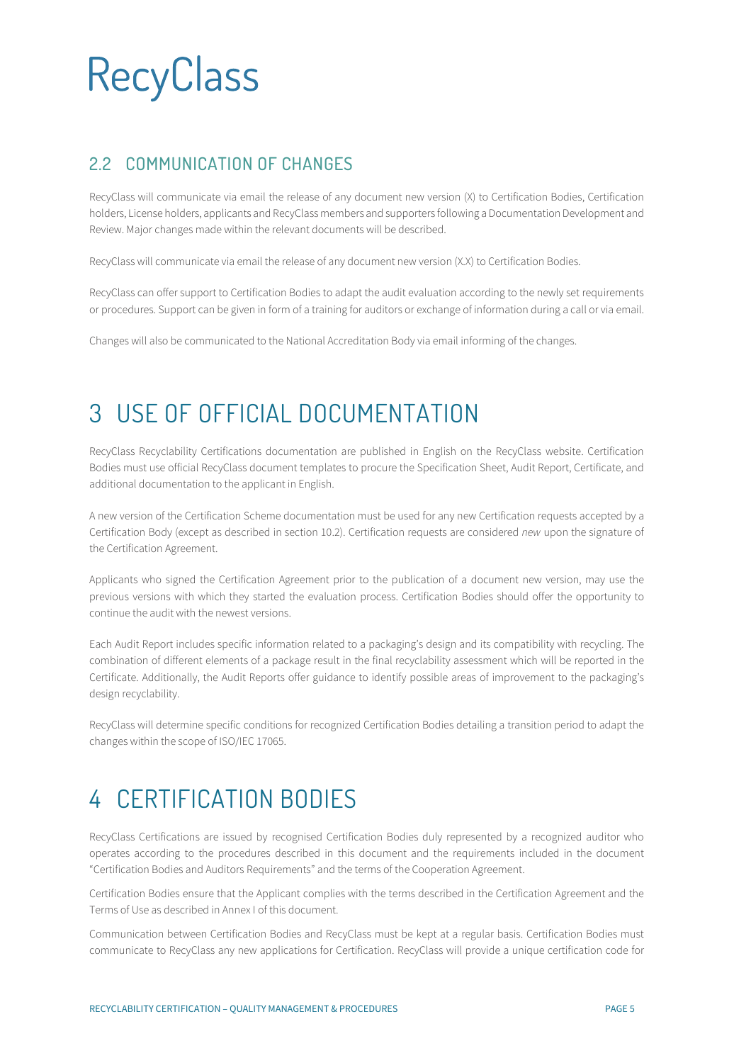## 2.2 COMMUNICATION OF CHANGES

RecyClass will communicate via email the release of any document new version (X) to Certification Bodies, Certification holders, License holders, applicants and RecyClass members and supporters following a Documentation Development and Review. Major changes made within the relevant documents will be described.

RecyClass will communicate via email the release of any document new version (X.X) to Certification Bodies.

RecyClass can offer support to Certification Bodies to adapt the audit evaluation according to the newly set requirements or procedures. Support can be given in form of a training for auditors or exchange of information during a call or via email.

Changes will also be communicated to the National Accreditation Body via email informing of the changes.

# 3 USE OF OFFICIAL DOCUMENTATION

RecyClass Recyclability Certifications documentation are published in English on the RecyClass website. Certification Bodies must use official RecyClass document templates to procure the Specification Sheet, Audit Report, Certificate, and additional documentation to the applicant in English.

A new version of the Certification Scheme documentation must be used for any new Certification requests accepted by a Certification Body (except as described in section 10.2). Certification requests are considered *new* upon the signature of the Certification Agreement.

Applicants who signed the Certification Agreement prior to the publication of a document new version, may use the previous versions with which they started the evaluation process. Certification Bodies should offer the opportunity to continue the audit with the newest versions.

Each Audit Report includes specific information related to a packaging's design and its compatibility with recycling. The combination of different elements of a package result in the final recyclability assessment which will be reported in the Certificate. Additionally, the Audit Reports offer guidance to identify possible areas of improvement to the packaging's design recyclability.

RecyClass will determine specific conditions for recognized Certification Bodies detailing a transition period to adapt the changes within the scope of ISO/IEC 17065.

# 4 CERTIFICATION BODIES

RecyClass Certifications are issued by recognised Certification Bodies duly represented by a recognized auditor who operates according to the procedures described in this document and the requirements included in the document "Certification Bodies and Auditors Requirements" and the terms of the Cooperation Agreement.

Certification Bodies ensure that the Applicant complies with the terms described in the Certification Agreement and the Terms of Use as described in Annex I of this document.

Communication between Certification Bodies and RecyClass must be kept at a regular basis. Certification Bodies must communicate to RecyClass any new applications for Certification. RecyClass will provide a unique certification code for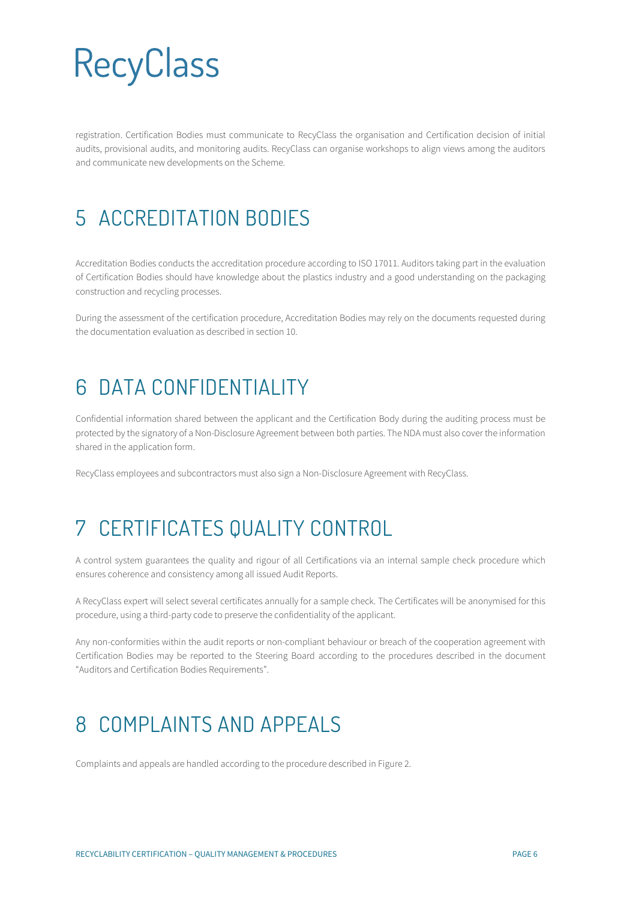registration. Certification Bodies must communicate to RecyClass the organisation and Certification decision of initial audits, provisional audits, and monitoring audits. RecyClass can organise workshops to align views among the auditors and communicate new developments on the Scheme.

# 5 ACCREDITATION BODIES

Accreditation Bodies conducts the accreditation procedure according to ISO 17011. Auditors taking part in the evaluation of Certification Bodies should have knowledge about the plastics industry and a good understanding on the packaging construction and recycling processes.

During the assessment of the certification procedure, Accreditation Bodies may rely on the documents requested during the documentation evaluation as described in section 10.

# 6 DATA CONFIDENTIALITY

Confidential information shared between the applicant and the Certification Body during the auditing process must be protected by the signatory of a Non-Disclosure Agreement between both parties. The NDA must also cover the information shared in the application form.

RecyClass employees and subcontractors must also sign a Non-Disclosure Agreement with RecyClass.

# 7 CERTIFICATES QUALITY CONTROL

A control system guarantees the quality and rigour of all Certifications via an internal sample check procedure which ensures coherence and consistency among all issued Audit Reports.

A RecyClass expert will select several certificates annually for a sample check. The Certificates will be anonymised for this procedure, using a third-party code to preserve the confidentiality of the applicant.

Any non-conformities within the audit reports or non-compliant behaviour or breach of the cooperation agreement with Certification Bodies may be reported to the Steering Board according to the procedures described in the document "Auditors and Certification Bodies Requirements".

# 8 COMPLAINTS AND APPEALS

Complaints and appeals are handled according to the procedure described in Figure 2.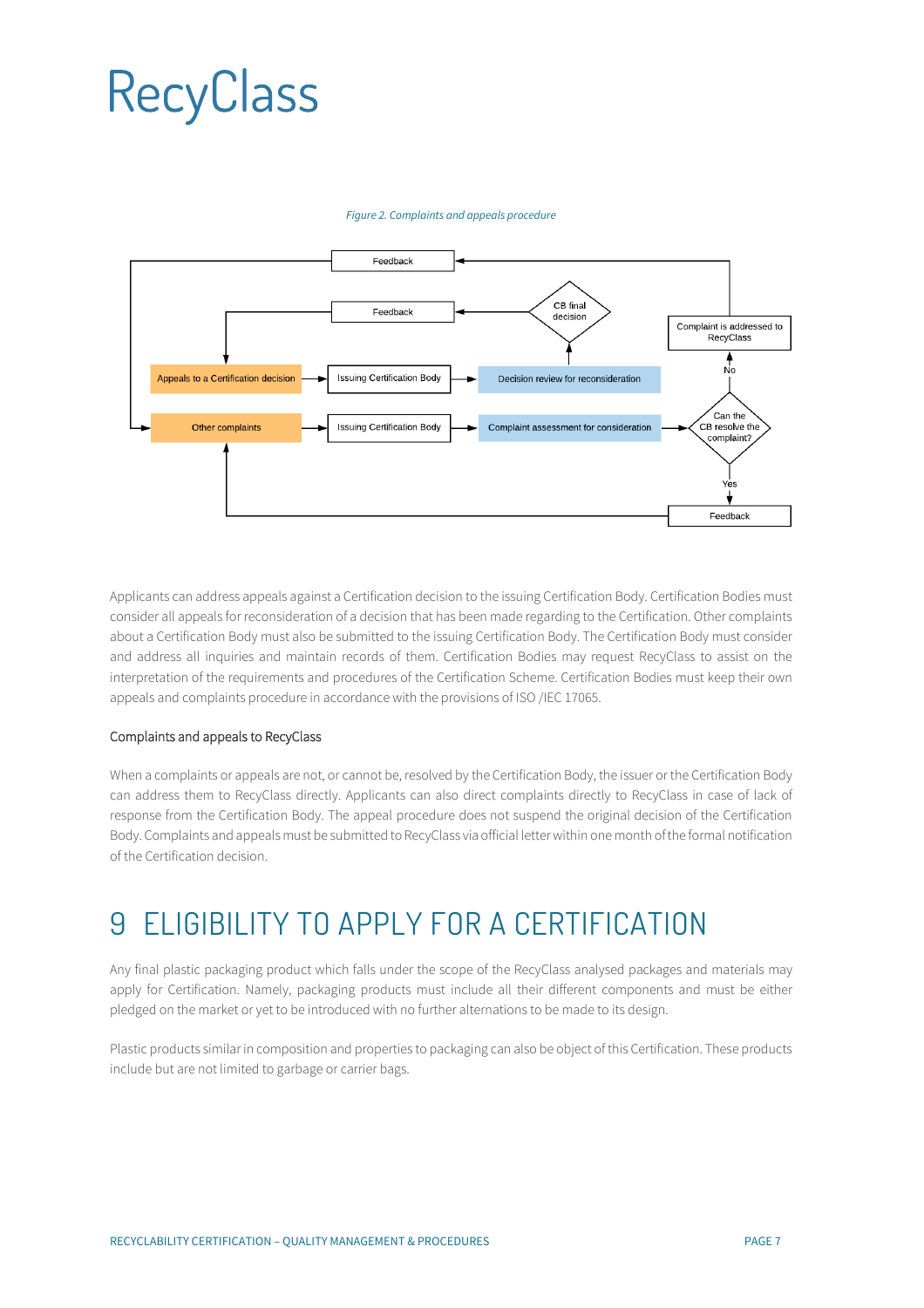*Figure 2. Complaints and appeals procedure*

Applicants can address appeals against a Certification decision to the issuing Certification Body. Certification Bodies must consider all appeals for reconsideration of a decision that has been made regarding to the Certification. Other complaints about a Certification Body must also be submitted to the issuing Certification Body. The Certification Body must consider and address all inquiries and maintain records of them. Certification Bodies may request RecyClass to assist on the interpretation of the requirements and procedures of the Certification Scheme. Certification Bodies must keep their own appeals and complaints procedure in accordance with the provisions of ISO /IEC 17065.

### Complaints and appeals to RecyClass

When a complaints or appeals are not, or cannot be, resolved by the Certification Body, the issuer or the Certification Body can address them to RecyClass directly. Applicants can also direct complaints directly to RecyClass in case of lack of response from the Certification Body. The appeal procedure does not suspend the original decision of the Certification Body. Complaints and appeals must be submitted to RecyClass via official letter within one month of the formal notification of the Certification decision.

# 9 ELIGIBILITY TO APPLY FOR A CERTIFICATION

Any final plastic packaging product which falls under the scope of the RecyClass analysed packages and materials may apply for Certification. Namely, packaging products must include all their different components and must be either pledged on the market or yet to be introduced with no further alternations to be made to its design.

Plastic products similar in composition and properties to packaging can also be object of this Certification. These products include but are not limited to garbage or carrier bags.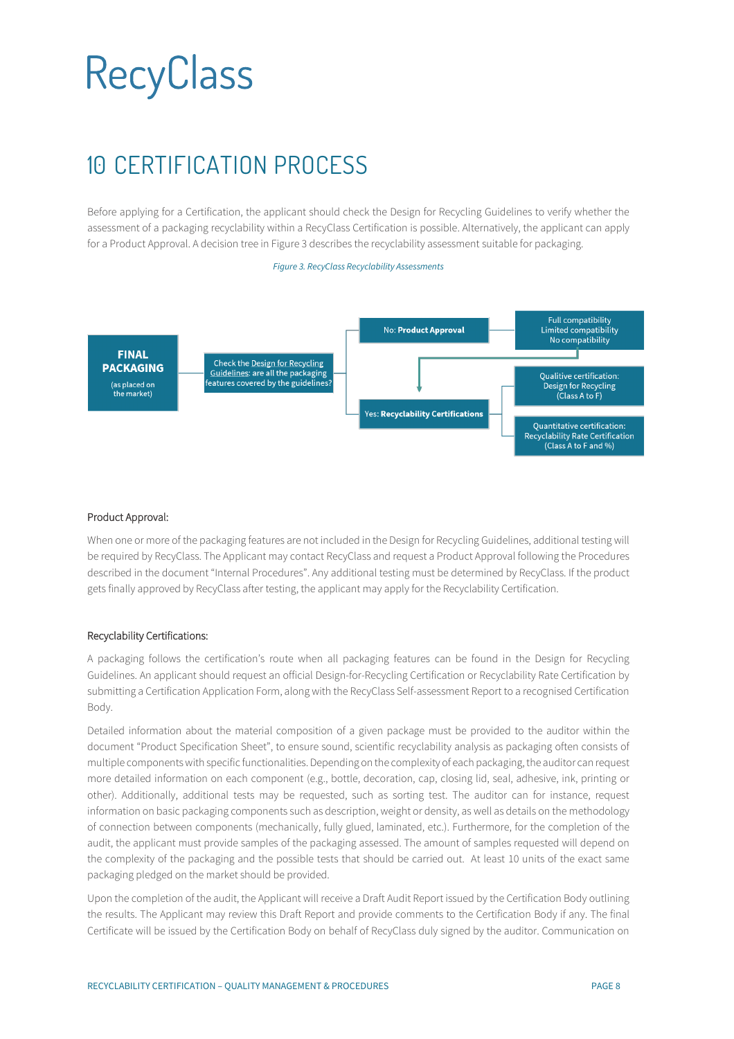# 10 CERTIFICATION PROCESS

Before applying for a Certification, the applicant should check the Design for Recycling Guidelines to verify whether the assessment of a packaging recyclability within a RecyClass Certification is possible. Alternatively, the applicant can apply for a Product Approval. A decision tree in Figure 3 describes the recyclability assessment suitable for packaging.

*Figure 3. RecyClass Recyclability Assessments*

**FINAL PACKAGING** (as placed on the market) → Check the Design for Recycling Guidelines: are all the packaging features covered by the guidelines?

- No: **Product Approval** → Full compatibility / Limited compatibility / No compatibility → Yes: Recyclability Certifications
- Yes: **Recyclability Certifications**
  - Qualitive certification: Design for Recycling (Class A to F)
  - Quantitative certification: Recyclability Rate Certification (Class A to F and %)

Product Approval:

When one or more of the packaging features are not included in the Design for Recycling Guidelines, additional testing will be required by RecyClass. The Applicant may contact RecyClass and request a Product Approval following the Procedures described in the document "Internal Procedures". Any additional testing must be determined by RecyClass. If the product gets finally approved by RecyClass after testing, the applicant may apply for the Recyclability Certification.

Recyclability Certifications:

A packaging follows the certification's route when all packaging features can be found in the Design for Recycling Guidelines. An applicant should request an official Design-for-Recycling Certification or Recyclability Rate Certification by submitting a Certification Application Form, along with the RecyClass Self-assessment Report to a recognised Certification Body.

Detailed information about the material composition of a given package must be provided to the auditor within the document "Product Specification Sheet", to ensure sound, scientific recyclability analysis as packaging often consists of multiple components with specific functionalities. Depending on the complexity of each packaging, the auditor can request more detailed information on each component (e.g., bottle, decoration, cap, closing lid, seal, adhesive, ink, printing or other). Additionally, additional tests may be requested, such as sorting test. The auditor can for instance, request information on basic packaging components such as description, weight or density, as well as details on the methodology of connection between components (mechanically, fully glued, laminated, etc.). Furthermore, for the completion of the audit, the applicant must provide samples of the packaging assessed. The amount of samples requested will depend on the complexity of the packaging and the possible tests that should be carried out. At least 10 units of the exact same packaging pledged on the market should be provided.

Upon the completion of the audit, the Applicant will receive a Draft Audit Report issued by the Certification Body outlining the results. The Applicant may review this Draft Report and provide comments to the Certification Body if any. The final Certificate will be issued by the Certification Body on behalf of RecyClass duly signed by the auditor. Communication on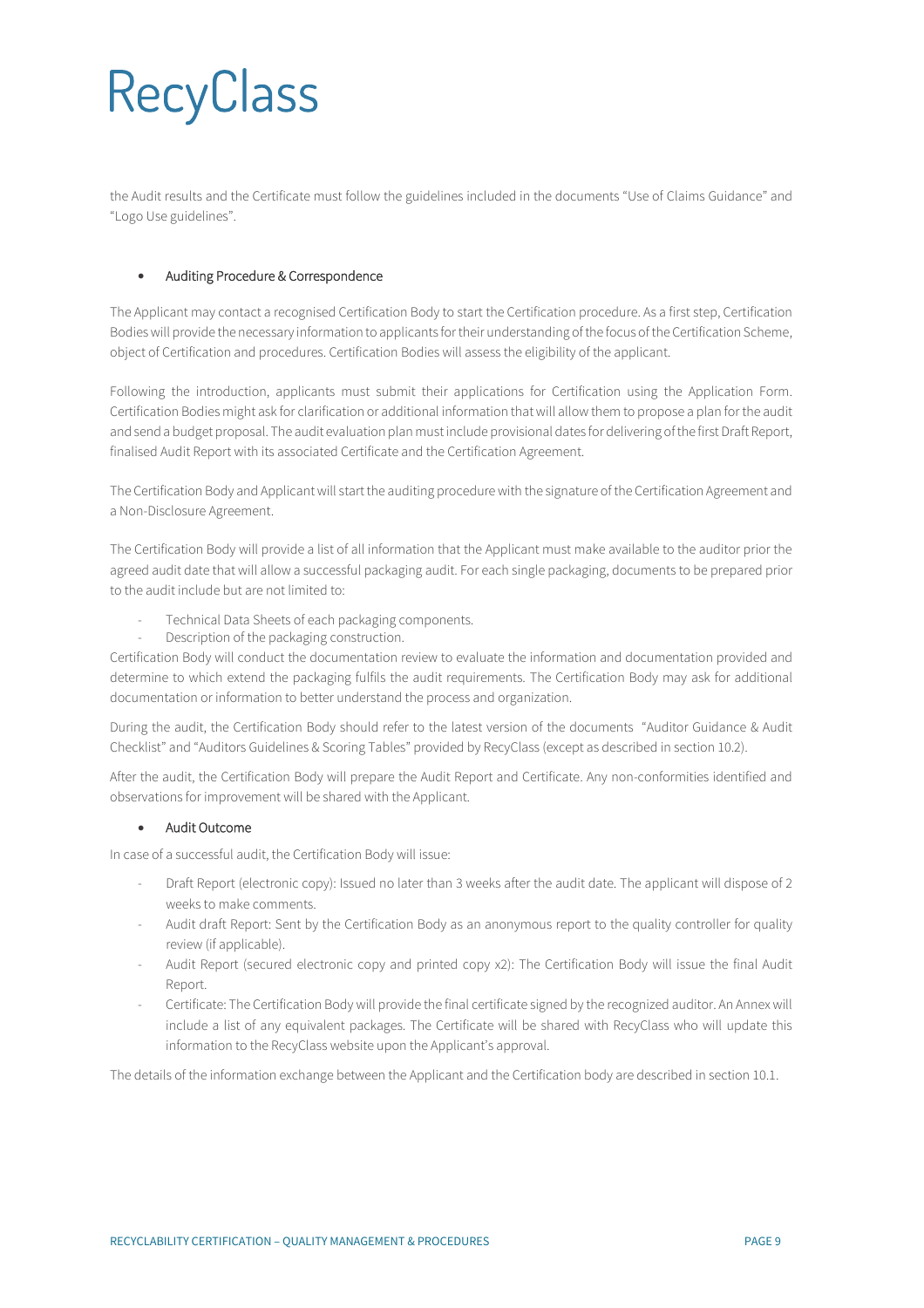the Audit results and the Certificate must follow the guidelines included in the documents "Use of Claims Guidance" and "Logo Use guidelines".

- Auditing Procedure & Correspondence

The Applicant may contact a recognised Certification Body to start the Certification procedure. As a first step, Certification Bodies will provide the necessary information to applicants for their understanding of the focus of the Certification Scheme, object of Certification and procedures. Certification Bodies will assess the eligibility of the applicant.

Following the introduction, applicants must submit their applications for Certification using the Application Form. Certification Bodies might ask for clarification or additional information that will allow them to propose a plan for the audit and send a budget proposal. The audit evaluation plan must include provisional dates for delivering of the first Draft Report, finalised Audit Report with its associated Certificate and the Certification Agreement.

The Certification Body and Applicant will start the auditing procedure with the signature of the Certification Agreement and a Non-Disclosure Agreement.

The Certification Body will provide a list of all information that the Applicant must make available to the auditor prior the agreed audit date that will allow a successful packaging audit. For each single packaging, documents to be prepared prior to the audit include but are not limited to:

- Technical Data Sheets of each packaging components.
- Description of the packaging construction.

Certification Body will conduct the documentation review to evaluate the information and documentation provided and determine to which extend the packaging fulfils the audit requirements. The Certification Body may ask for additional documentation or information to better understand the process and organization.

During the audit, the Certification Body should refer to the latest version of the documents "Auditor Guidance & Audit Checklist" and "Auditors Guidelines & Scoring Tables" provided by RecyClass (except as described in section 10.2).

After the audit, the Certification Body will prepare the Audit Report and Certificate. Any non-conformities identified and observations for improvement will be shared with the Applicant.

- Audit Outcome

In case of a successful audit, the Certification Body will issue:

- Draft Report (electronic copy): Issued no later than 3 weeks after the audit date. The applicant will dispose of 2 weeks to make comments.
- Audit draft Report: Sent by the Certification Body as an anonymous report to the quality controller for quality review (if applicable).
- Audit Report (secured electronic copy and printed copy x2): The Certification Body will issue the final Audit Report.
- Certificate: The Certification Body will provide the final certificate signed by the recognized auditor. An Annex will include a list of any equivalent packages. The Certificate will be shared with RecyClass who will update this information to the RecyClass website upon the Applicant's approval.

The details of the information exchange between the Applicant and the Certification body are described in section 10.1.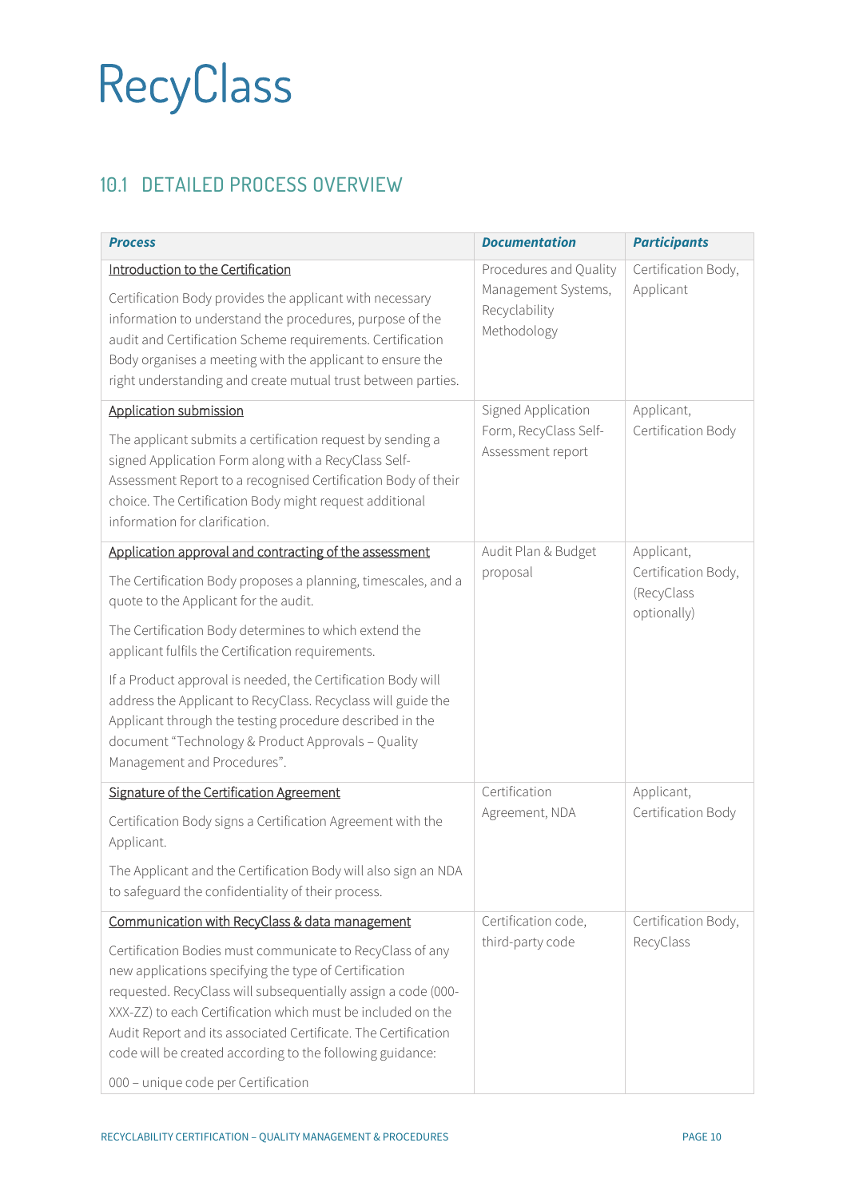# RecyClass

## 10.1 DETAILED PROCESS OVERVIEW

| ***Process*** | ***Documentation*** | ***Participants*** |
|---|---|---|
| Introduction to the Certification<br><br>Certification Body provides the applicant with necessary information to understand the procedures, purpose of the audit and Certification Scheme requirements. Certification Body organises a meeting with the applicant to ensure the right understanding and create mutual trust between parties. | Procedures and Quality Management Systems, Recyclability Methodology | Certification Body, Applicant |
| Application submission<br><br>The applicant submits a certification request by sending a signed Application Form along with a RecyClass Self-Assessment Report to a recognised Certification Body of their choice. The Certification Body might request additional information for clarification. | Signed Application Form, RecyClass Self-Assessment report | Applicant, Certification Body |
| Application approval and contracting of the assessment<br><br>The Certification Body proposes a planning, timescales, and a quote to the Applicant for the audit.<br><br>The Certification Body determines to which extend the applicant fulfils the Certification requirements.<br><br>If a Product approval is needed, the Certification Body will address the Applicant to RecyClass. Recyclass will guide the Applicant through the testing procedure described in the document "Technology & Product Approvals – Quality Management and Procedures". | Audit Plan & Budget proposal | Applicant, Certification Body, (RecyClass optionally) |
| Signature of the Certification Agreement<br><br>Certification Body signs a Certification Agreement with the Applicant.<br><br>The Applicant and the Certification Body will also sign an NDA to safeguard the confidentiality of their process. | Certification Agreement, NDA | Applicant, Certification Body |
| Communication with RecyClass & data management<br><br>Certification Bodies must communicate to RecyClass of any new applications specifying the type of Certification requested. RecyClass will subsequentially assign a code (000-XXX-ZZ) to each Certification which must be included on the Audit Report and its associated Certificate. The Certification code will be created according to the following guidance:<br><br>000 – unique code per Certification | Certification code, third-party code | Certification Body, RecyClass |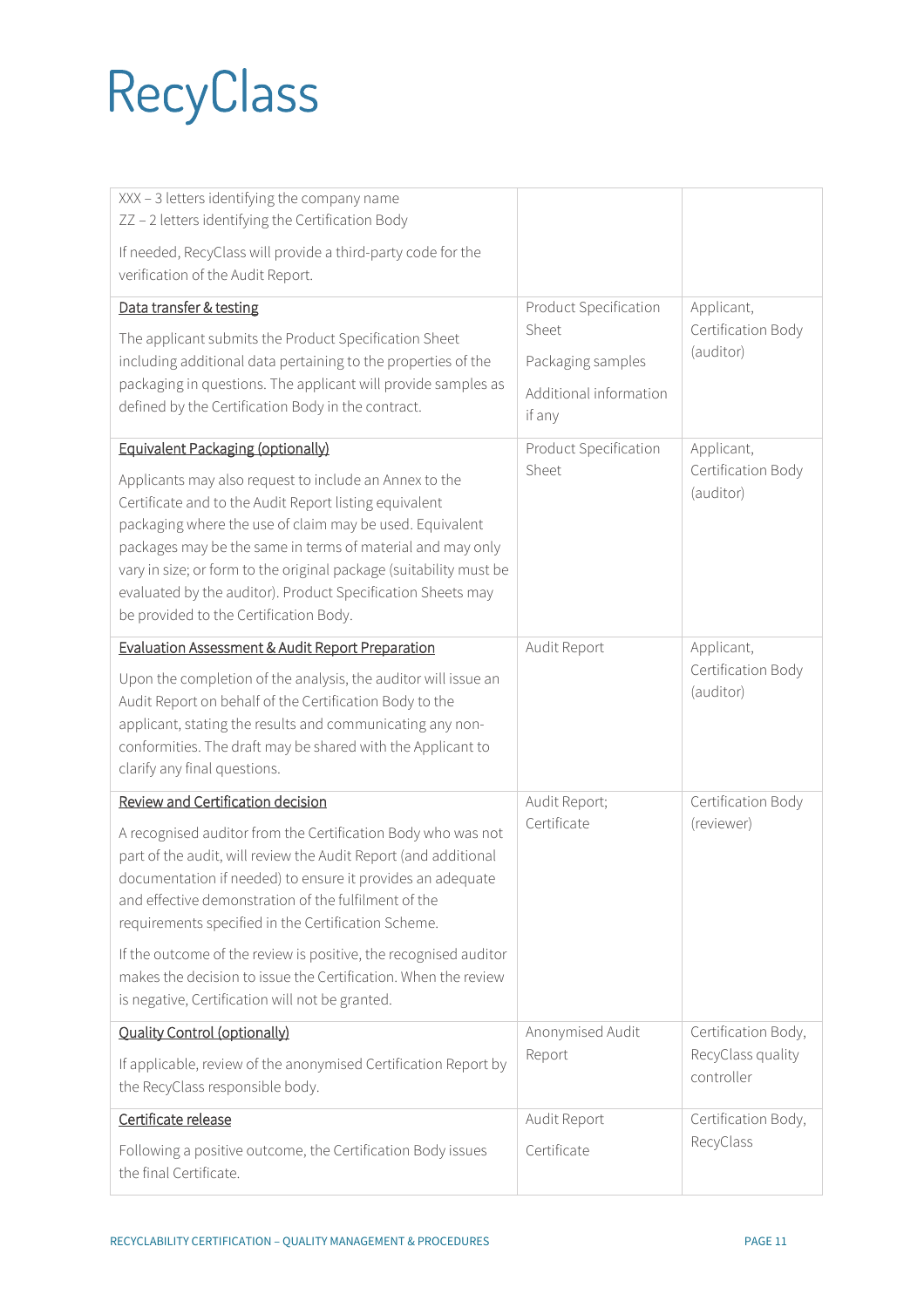| | | |
|---|---|---|
| XXX – 3 letters identifying the company name<br>ZZ – 2 letters identifying the Certification Body<br><br>If needed, RecyClass will provide a third-party code for the verification of the Audit Report. | | |
| <u>Data transfer & testing</u><br><br>The applicant submits the Product Specification Sheet including additional data pertaining to the properties of the packaging in questions. The applicant will provide samples as defined by the Certification Body in the contract. | Product Specification Sheet<br><br>Packaging samples<br><br>Additional information if any | Applicant, Certification Body (auditor) |
| <u>Equivalent Packaging (optionally)</u><br><br>Applicants may also request to include an Annex to the Certificate and to the Audit Report listing equivalent packaging where the use of claim may be used. Equivalent packages may be the same in terms of material and may only vary in size; or form to the original package (suitability must be evaluated by the auditor). Product Specification Sheets may be provided to the Certification Body. | Product Specification Sheet | Applicant, Certification Body (auditor) |
| <u>Evaluation Assessment & Audit Report Preparation</u><br><br>Upon the completion of the analysis, the auditor will issue an Audit Report on behalf of the Certification Body to the applicant, stating the results and communicating any non-conformities. The draft may be shared with the Applicant to clarify any final questions. | Audit Report | Applicant, Certification Body (auditor) |
| <u>Review and Certification decision</u><br><br>A recognised auditor from the Certification Body who was not part of the audit, will review the Audit Report (and additional documentation if needed) to ensure it provides an adequate and effective demonstration of the fulfilment of the requirements specified in the Certification Scheme.<br><br>If the outcome of the review is positive, the recognised auditor makes the decision to issue the Certification. When the review is negative, Certification will not be granted. | Audit Report; Certificate | Certification Body (reviewer) |
| <u>Quality Control (optionally)</u><br><br>If applicable, review of the anonymised Certification Report by the RecyClass responsible body. | Anonymised Audit Report | Certification Body, RecyClass quality controller |
| <u>Certificate release</u><br><br>Following a positive outcome, the Certification Body issues the final Certificate. | Audit Report<br><br>Certificate | Certification Body, RecyClass |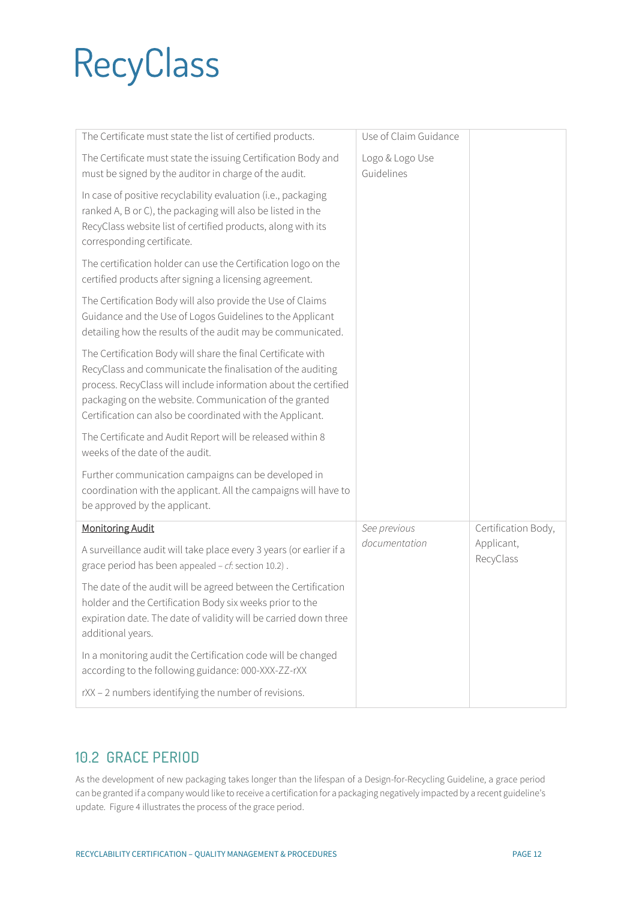| | | |
|---|---|---|
| The Certificate must state the list of certified products.<br><br>The Certificate must state the issuing Certification Body and must be signed by the auditor in charge of the audit.<br><br>In case of positive recyclability evaluation (i.e., packaging ranked A, B or C), the packaging will also be listed in the RecyClass website list of certified products, along with its corresponding certificate.<br><br>The certification holder can use the Certification logo on the certified products after signing a licensing agreement.<br><br>The Certification Body will also provide the Use of Claims Guidance and the Use of Logos Guidelines to the Applicant detailing how the results of the audit may be communicated.<br><br>The Certification Body will share the final Certificate with RecyClass and communicate the finalisation of the auditing process. RecyClass will include information about the certified packaging on the website. Communication of the granted Certification can also be coordinated with the Applicant.<br><br>The Certificate and Audit Report will be released within 8 weeks of the date of the audit.<br><br>Further communication campaigns can be developed in coordination with the applicant. All the campaigns will have to be approved by the applicant. | Use of Claim Guidance<br><br>Logo & Logo Use Guidelines | |
| <u>Monitoring Audit</u><br><br>A surveillance audit will take place every 3 years (or earlier if a grace period has been appealed – *cf*: section 10.2) .<br><br>The date of the audit will be agreed between the Certification holder and the Certification Body six weeks prior to the expiration date. The date of validity will be carried down three additional years.<br><br>In a monitoring audit the Certification code will be changed according to the following guidance: 000-XXX-ZZ-rXX<br><br>rXX – 2 numbers identifying the number of revisions. | *See previous documentation* | Certification Body, Applicant, RecyClass |

## 10.2 GRACE PERIOD

As the development of new packaging takes longer than the lifespan of a Design-for-Recycling Guideline, a grace period can be granted if a company would like to receive a certification for a packaging negatively impacted by a recent guideline's update. Figure 4 illustrates the process of the grace period.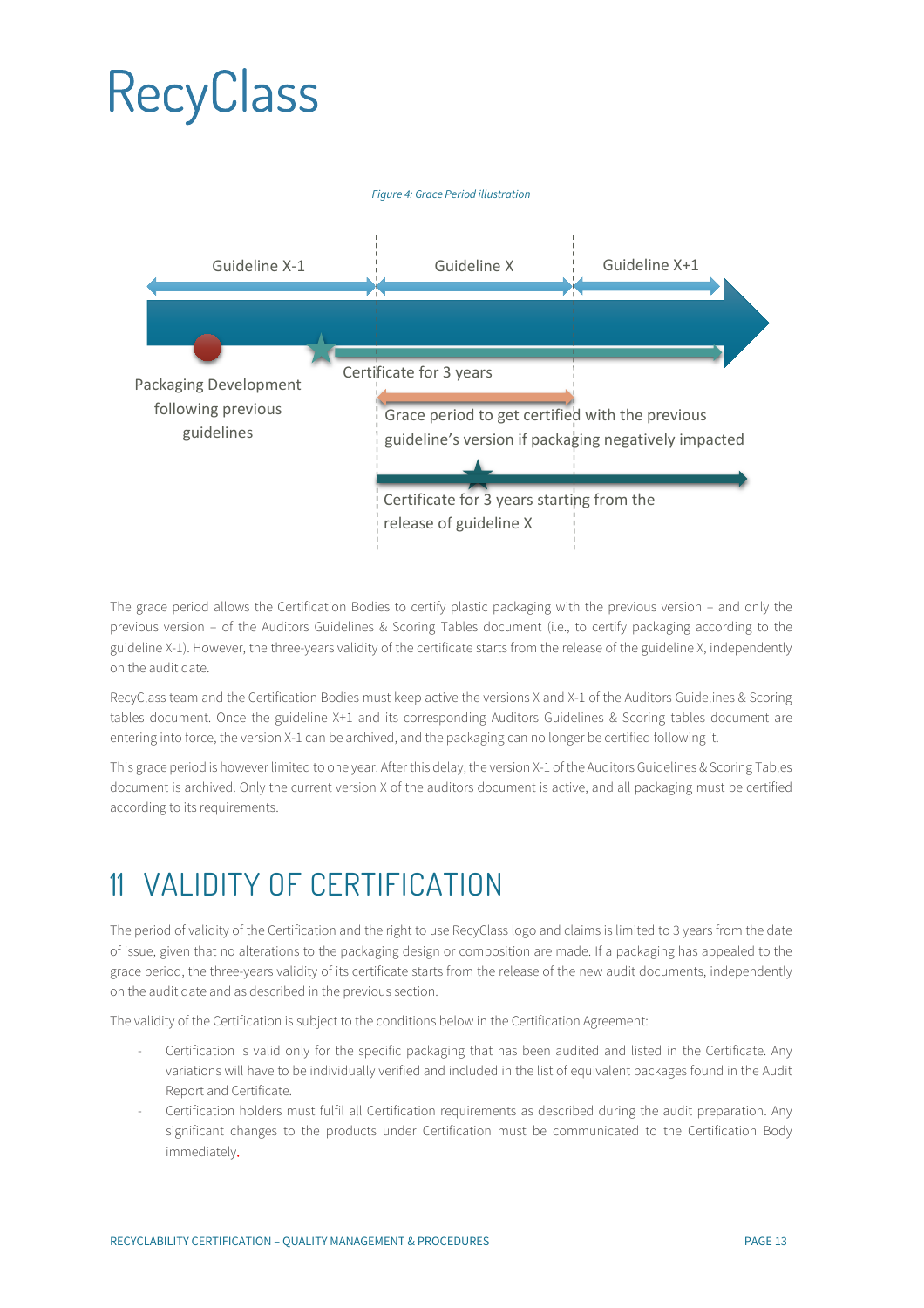*Figure 4: Grace Period illustration*

Guideline X-1

Guideline X

Guideline X+1

Packaging Development following previous guidelines

Certificate for 3 years

Grace period to get certified with the previous guideline's version if packaging negatively impacted

Certificate for 3 years starting from the release of guideline X

The grace period allows the Certification Bodies to certify plastic packaging with the previous version – and only the previous version – of the Auditors Guidelines & Scoring Tables document (i.e., to certify packaging according to the guideline X-1). However, the three-years validity of the certificate starts from the release of the guideline X, independently on the audit date.

RecyClass team and the Certification Bodies must keep active the versions X and X-1 of the Auditors Guidelines & Scoring tables document. Once the guideline X+1 and its corresponding Auditors Guidelines & Scoring tables document are entering into force, the version X-1 can be archived, and the packaging can no longer be certified following it.

This grace period is however limited to one year. After this delay, the version X-1 of the Auditors Guidelines & Scoring Tables document is archived. Only the current version X of the auditors document is active, and all packaging must be certified according to its requirements.

# 11 VALIDITY OF CERTIFICATION

The period of validity of the Certification and the right to use RecyClass logo and claims is limited to 3 years from the date of issue, given that no alterations to the packaging design or composition are made. If a packaging has appealed to the grace period, the three-years validity of its certificate starts from the release of the new audit documents, independently on the audit date and as described in the previous section.

The validity of the Certification is subject to the conditions below in the Certification Agreement:

- Certification is valid only for the specific packaging that has been audited and listed in the Certificate. Any variations will have to be individually verified and included in the list of equivalent packages found in the Audit Report and Certificate.
- Certification holders must fulfil all Certification requirements as described during the audit preparation. Any significant changes to the products under Certification must be communicated to the Certification Body immediately.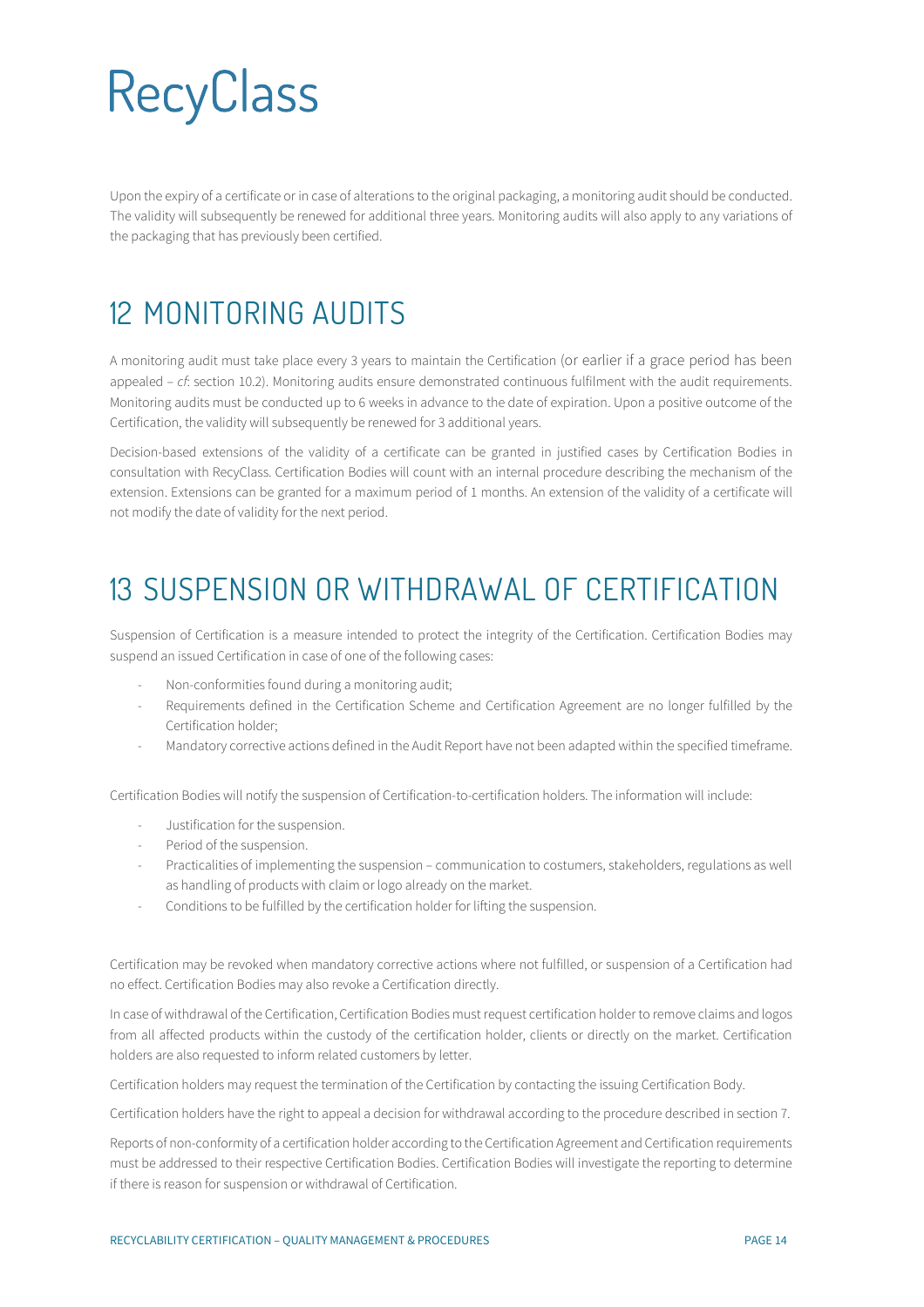Upon the expiry of a certificate or in case of alterations to the original packaging, a monitoring audit should be conducted. The validity will subsequently be renewed for additional three years. Monitoring audits will also apply to any variations of the packaging that has previously been certified.

# 12 MONITORING AUDITS

A monitoring audit must take place every 3 years to maintain the Certification (or earlier if a grace period has been appealed – *cf*: section 10.2). Monitoring audits ensure demonstrated continuous fulfilment with the audit requirements. Monitoring audits must be conducted up to 6 weeks in advance to the date of expiration. Upon a positive outcome of the Certification, the validity will subsequently be renewed for 3 additional years.

Decision-based extensions of the validity of a certificate can be granted in justified cases by Certification Bodies in consultation with RecyClass. Certification Bodies will count with an internal procedure describing the mechanism of the extension. Extensions can be granted for a maximum period of 1 months. An extension of the validity of a certificate will not modify the date of validity for the next period.

# 13 SUSPENSION OR WITHDRAWAL OF CERTIFICATION

Suspension of Certification is a measure intended to protect the integrity of the Certification. Certification Bodies may suspend an issued Certification in case of one of the following cases:

- Non-conformities found during a monitoring audit;
- Requirements defined in the Certification Scheme and Certification Agreement are no longer fulfilled by the Certification holder;
- Mandatory corrective actions defined in the Audit Report have not been adapted within the specified timeframe.

Certification Bodies will notify the suspension of Certification-to-certification holders. The information will include:

- Justification for the suspension.
- Period of the suspension.
- Practicalities of implementing the suspension – communication to costumers, stakeholders, regulations as well as handling of products with claim or logo already on the market.
- Conditions to be fulfilled by the certification holder for lifting the suspension.

Certification may be revoked when mandatory corrective actions where not fulfilled, or suspension of a Certification had no effect. Certification Bodies may also revoke a Certification directly.

In case of withdrawal of the Certification, Certification Bodies must request certification holder to remove claims and logos from all affected products within the custody of the certification holder, clients or directly on the market. Certification holders are also requested to inform related customers by letter.

Certification holders may request the termination of the Certification by contacting the issuing Certification Body.

Certification holders have the right to appeal a decision for withdrawal according to the procedure described in section 7.

Reports of non-conformity of a certification holder according to the Certification Agreement and Certification requirements must be addressed to their respective Certification Bodies. Certification Bodies will investigate the reporting to determine if there is reason for suspension or withdrawal of Certification.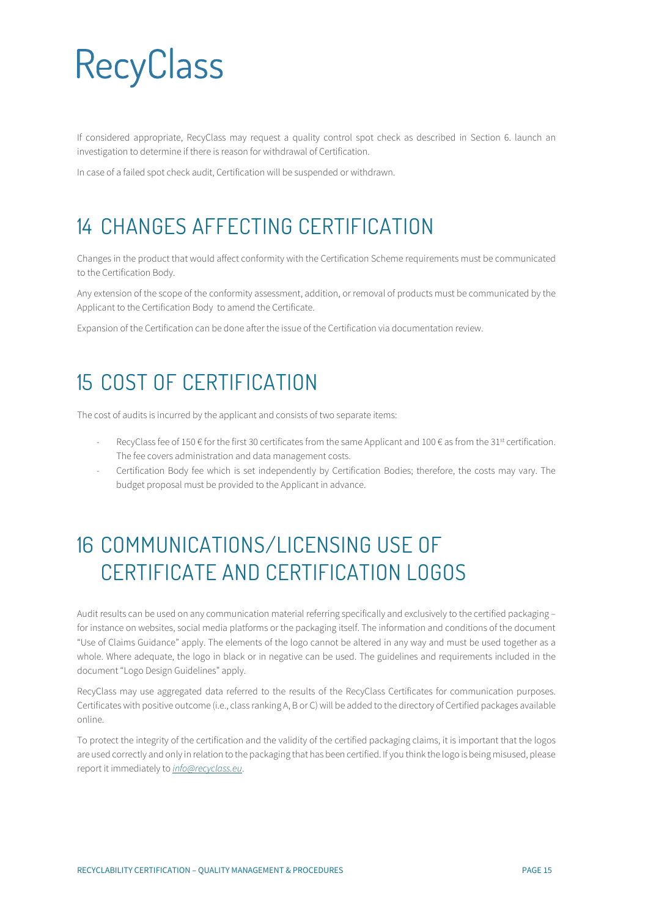If considered appropriate, RecyClass may request a quality control spot check as described in Section 6. launch an investigation to determine if there is reason for withdrawal of Certification.

In case of a failed spot check audit, Certification will be suspended or withdrawn.

# 14 CHANGES AFFECTING CERTIFICATION

Changes in the product that would affect conformity with the Certification Scheme requirements must be communicated to the Certification Body.

Any extension of the scope of the conformity assessment, addition, or removal of products must be communicated by the Applicant to the Certification Body to amend the Certificate.

Expansion of the Certification can be done after the issue of the Certification via documentation review.

# 15 COST OF CERTIFICATION

The cost of audits is incurred by the applicant and consists of two separate items:

- RecyClass fee of 150 € for the first 30 certificates from the same Applicant and 100 € as from the 31st certification. The fee covers administration and data management costs.
- Certification Body fee which is set independently by Certification Bodies; therefore, the costs may vary. The budget proposal must be provided to the Applicant in advance.

# 16 COMMUNICATIONS/LICENSING USE OF CERTIFICATE AND CERTIFICATION LOGOS

Audit results can be used on any communication material referring specifically and exclusively to the certified packaging – for instance on websites, social media platforms or the packaging itself. The information and conditions of the document "Use of Claims Guidance" apply. The elements of the logo cannot be altered in any way and must be used together as a whole. Where adequate, the logo in black or in negative can be used. The guidelines and requirements included in the document "Logo Design Guidelines" apply.

RecyClass may use aggregated data referred to the results of the RecyClass Certificates for communication purposes. Certificates with positive outcome (i.e., class ranking A, B or C) will be added to the directory of Certified packages available online.

To protect the integrity of the certification and the validity of the certified packaging claims, it is important that the logos are used correctly and only in relation to the packaging that has been certified. If you think the logo is being misused, please report it immediately to *info@recyclass.eu*.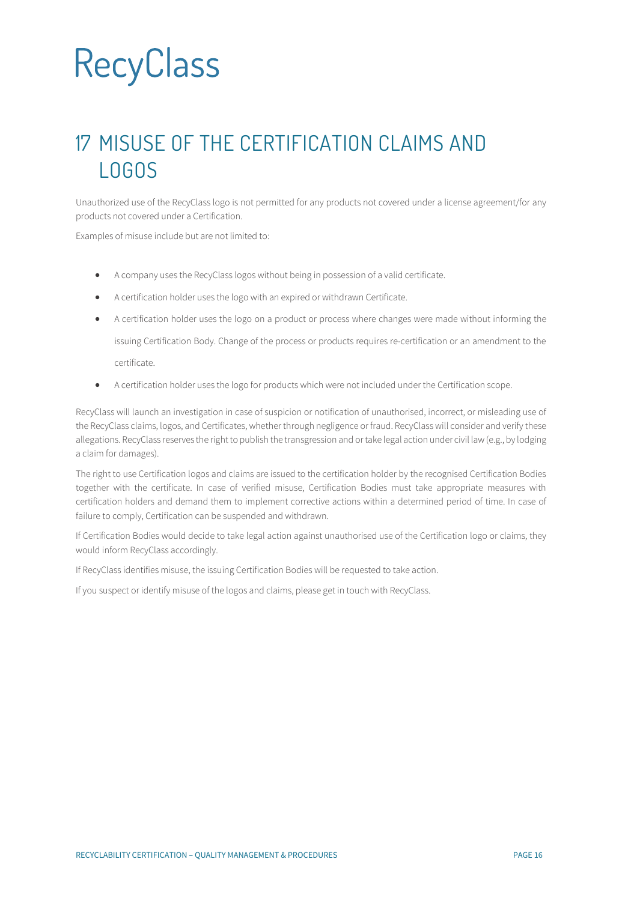# 17 MISUSE OF THE CERTIFICATION CLAIMS AND LOGOS

Unauthorized use of the RecyClass logo is not permitted for any products not covered under a license agreement/for any products not covered under a Certification.

Examples of misuse include but are not limited to:

- A company uses the RecyClass logos without being in possession of a valid certificate.
- A certification holder uses the logo with an expired or withdrawn Certificate.
- A certification holder uses the logo on a product or process where changes were made without informing the issuing Certification Body. Change of the process or products requires re-certification or an amendment to the certificate.
- A certification holder uses the logo for products which were not included under the Certification scope.

RecyClass will launch an investigation in case of suspicion or notification of unauthorised, incorrect, or misleading use of the RecyClass claims, logos, and Certificates, whether through negligence or fraud. RecyClass will consider and verify these allegations. RecyClass reserves the right to publish the transgression and or take legal action under civil law (e.g., by lodging a claim for damages).

The right to use Certification logos and claims are issued to the certification holder by the recognised Certification Bodies together with the certificate. In case of verified misuse, Certification Bodies must take appropriate measures with certification holders and demand them to implement corrective actions within a determined period of time. In case of failure to comply, Certification can be suspended and withdrawn.

If Certification Bodies would decide to take legal action against unauthorised use of the Certification logo or claims, they would inform RecyClass accordingly.

If RecyClass identifies misuse, the issuing Certification Bodies will be requested to take action.

If you suspect or identify misuse of the logos and claims, please get in touch with RecyClass.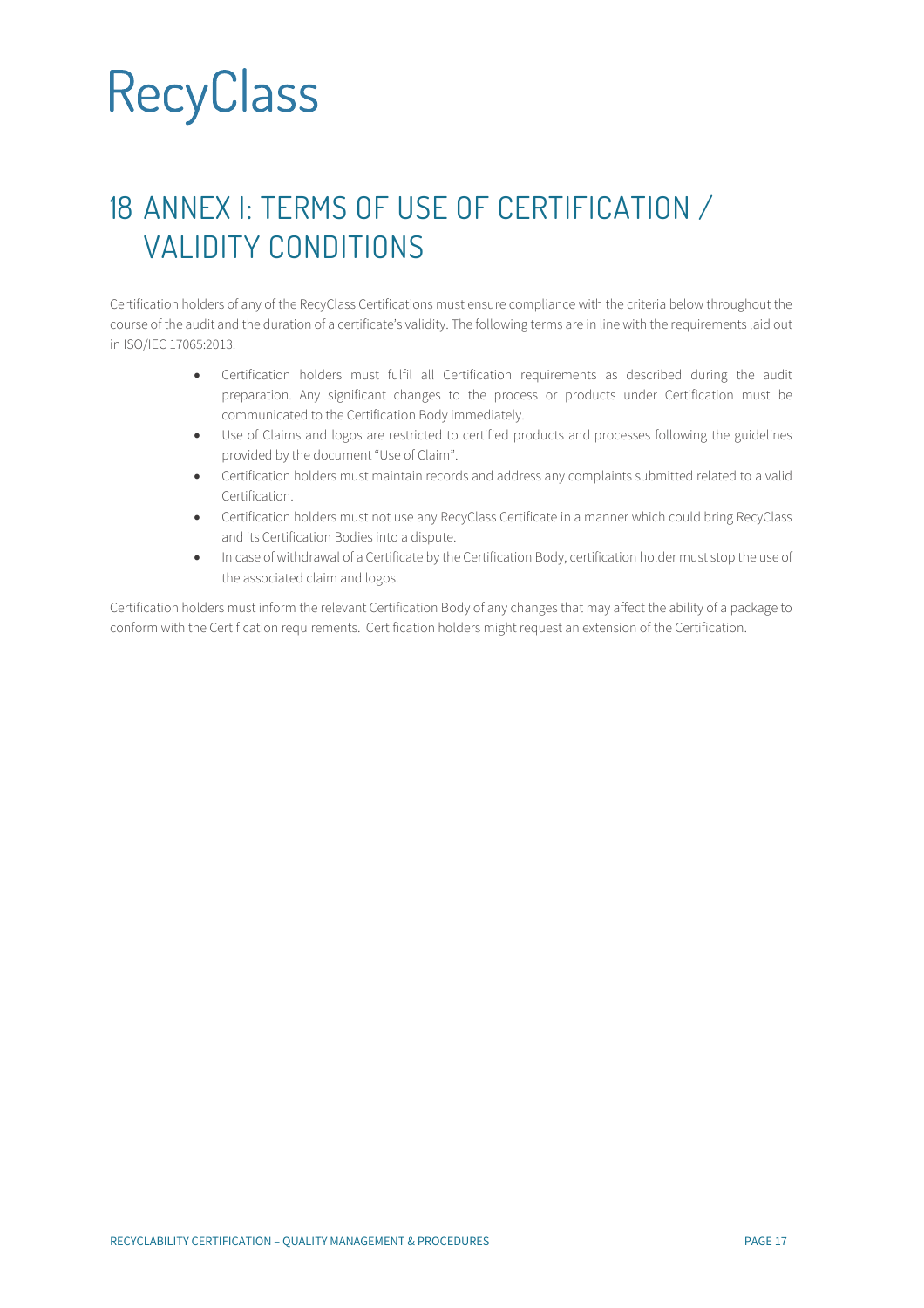# 18 ANNEX I: TERMS OF USE OF CERTIFICATION / VALIDITY CONDITIONS

Certification holders of any of the RecyClass Certifications must ensure compliance with the criteria below throughout the course of the audit and the duration of a certificate's validity. The following terms are in line with the requirements laid out in ISO/IEC 17065:2013.

- Certification holders must fulfil all Certification requirements as described during the audit preparation. Any significant changes to the process or products under Certification must be communicated to the Certification Body immediately.
- Use of Claims and logos are restricted to certified products and processes following the guidelines provided by the document "Use of Claim".
- Certification holders must maintain records and address any complaints submitted related to a valid Certification.
- Certification holders must not use any RecyClass Certificate in a manner which could bring RecyClass and its Certification Bodies into a dispute.
- In case of withdrawal of a Certificate by the Certification Body, certification holder must stop the use of the associated claim and logos.

Certification holders must inform the relevant Certification Body of any changes that may affect the ability of a package to conform with the Certification requirements. Certification holders might request an extension of the Certification.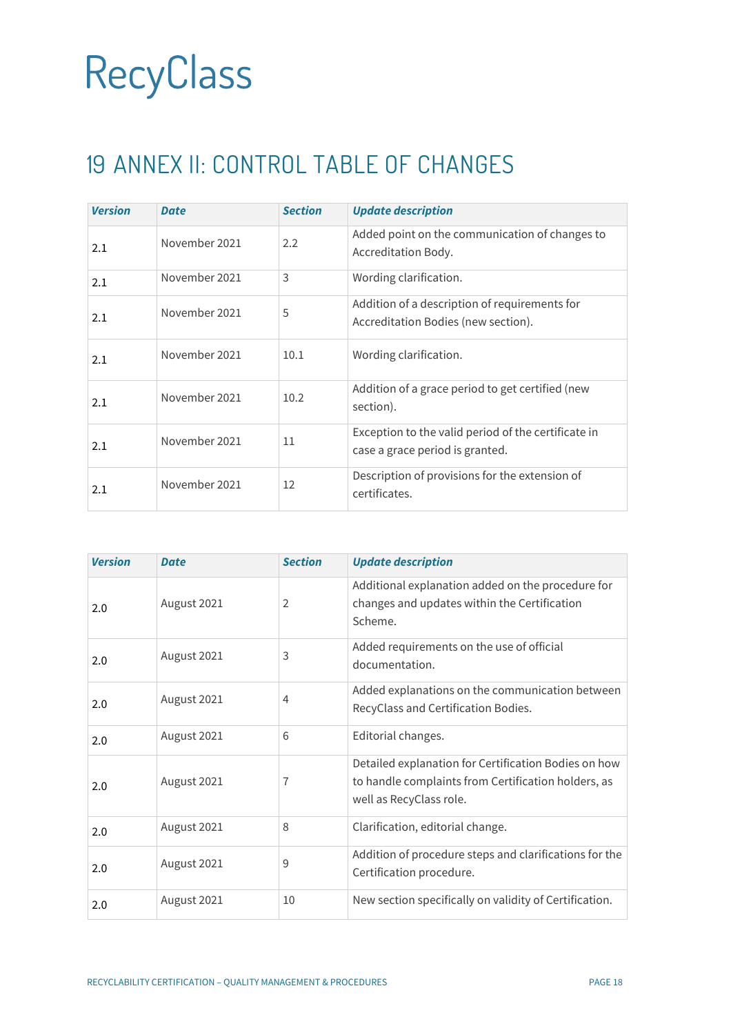# 19 ANNEX II: CONTROL TABLE OF CHANGES

| *Version* | *Date* | *Section* | *Update description* |
|---|---|---|---|
| 2.1 | November 2021 | 2.2 | Added point on the communication of changes to Accreditation Body. |
| 2.1 | November 2021 | 3 | Wording clarification. |
| 2.1 | November 2021 | 5 | Addition of a description of requirements for Accreditation Bodies (new section). |
| 2.1 | November 2021 | 10.1 | Wording clarification. |
| 2.1 | November 2021 | 10.2 | Addition of a grace period to get certified (new section). |
| 2.1 | November 2021 | 11 | Exception to the valid period of the certificate in case a grace period is granted. |
| 2.1 | November 2021 | 12 | Description of provisions for the extension of certificates. |

| *Version* | *Date* | *Section* | *Update description* |
|---|---|---|---|
| 2.0 | August 2021 | 2 | Additional explanation added on the procedure for changes and updates within the Certification Scheme. |
| 2.0 | August 2021 | 3 | Added requirements on the use of official documentation. |
| 2.0 | August 2021 | 4 | Added explanations on the communication between RecyClass and Certification Bodies. |
| 2.0 | August 2021 | 6 | Editorial changes. |
| 2.0 | August 2021 | 7 | Detailed explanation for Certification Bodies on how to handle complaints from Certification holders, as well as RecyClass role. |
| 2.0 | August 2021 | 8 | Clarification, editorial change. |
| 2.0 | August 2021 | 9 | Addition of procedure steps and clarifications for the Certification procedure. |
| 2.0 | August 2021 | 10 | New section specifically on validity of Certification. |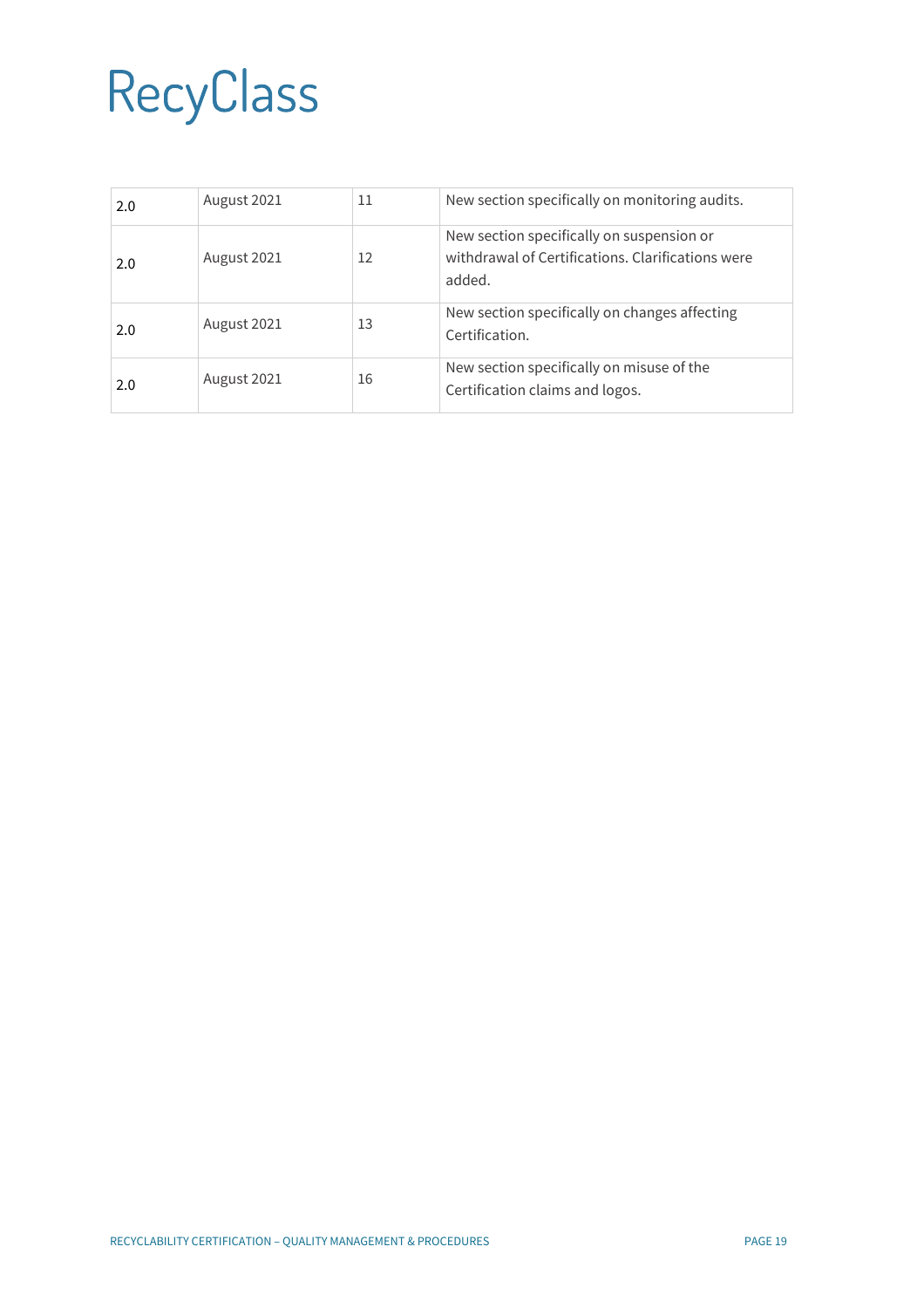| 2.0 | August 2021 | 11 | New section specifically on monitoring audits. |
|---|---|---|---|
| 2.0 | August 2021 | 12 | New section specifically on suspension or withdrawal of Certifications. Clarifications were added. |
| 2.0 | August 2021 | 13 | New section specifically on changes affecting Certification. |
| 2.0 | August 2021 | 16 | New section specifically on misuse of the Certification claims and logos. |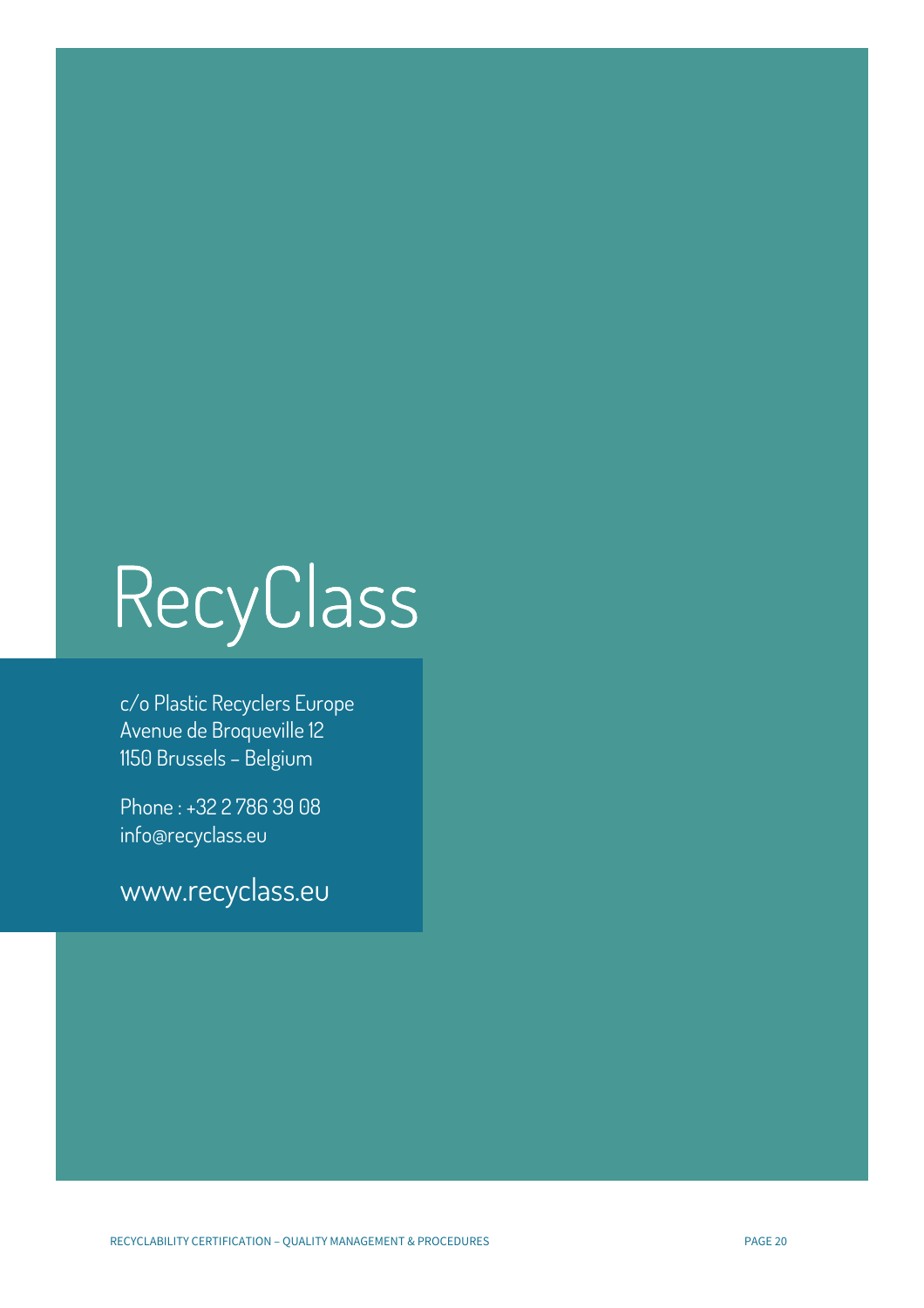# RecyClass

c/o Plastic Recyclers Europe
Avenue de Broqueville 12
1150 Brussels – Belgium

Phone : +32 2 786 39 08
info@recyclass.eu

www.recyclass.eu